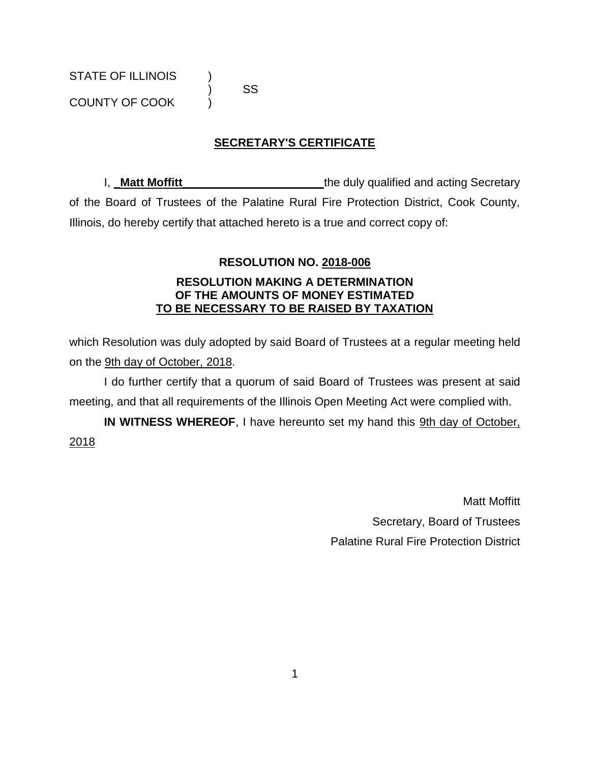STATE OF ILLINOIS )
) SS
COUNTY OF COOK )

## SECRETARY'S CERTIFICATE

I, **_Matt Moffitt______________________** the duly qualified and acting Secretary of the Board of Trustees of the Palatine Rural Fire Protection District, Cook County, Illinois, do hereby certify that attached hereto is a true and correct copy of:

**RESOLUTION NO. 2018-006**

**RESOLUTION MAKING A DETERMINATION OF THE AMOUNTS OF MONEY ESTIMATED TO BE NECESSARY TO BE RAISED BY TAXATION**

which Resolution was duly adopted by said Board of Trustees at a regular meeting held on the 9th day of October, 2018.

I do further certify that a quorum of said Board of Trustees was present at said meeting, and that all requirements of the Illinois Open Meeting Act were complied with.

**IN WITNESS WHEREOF**, I have hereunto set my hand this 9th day of October, 2018

Matt Moffitt
Secretary, Board of Trustees
Palatine Rural Fire Protection District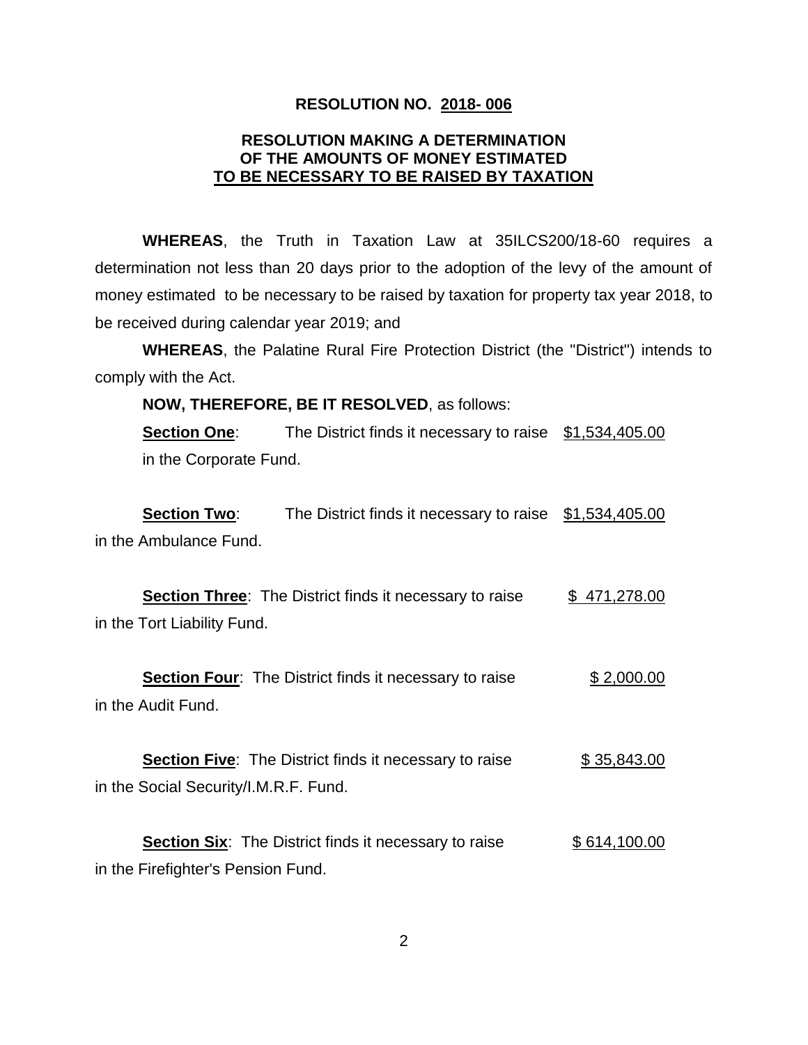**RESOLUTION NO. 2018- 006**

**RESOLUTION MAKING A DETERMINATION OF THE AMOUNTS OF MONEY ESTIMATED TO BE NECESSARY TO BE RAISED BY TAXATION**

**WHEREAS**, the Truth in Taxation Law at 35ILCS200/18-60 requires a determination not less than 20 days prior to the adoption of the levy of the amount of money estimated to be necessary to be raised by taxation for property tax year 2018, to be received during calendar year 2019; and

**WHEREAS**, the Palatine Rural Fire Protection District (the "District") intends to comply with the Act.

**NOW, THEREFORE, BE IT RESOLVED**, as follows:

**Section One**: The District finds it necessary to raise $1,534,405.00 in the Corporate Fund.

**Section Two**: The District finds it necessary to raise $1,534,405.00 in the Ambulance Fund.

**Section Three**: The District finds it necessary to raise $ 471,278.00 in the Tort Liability Fund.

**Section Four**: The District finds it necessary to raise $ 2,000.00 in the Audit Fund.

**Section Five**: The District finds it necessary to raise $ 35,843.00 in the Social Security/I.M.R.F. Fund.

**Section Six**: The District finds it necessary to raise $ 614,100.00 in the Firefighter's Pension Fund.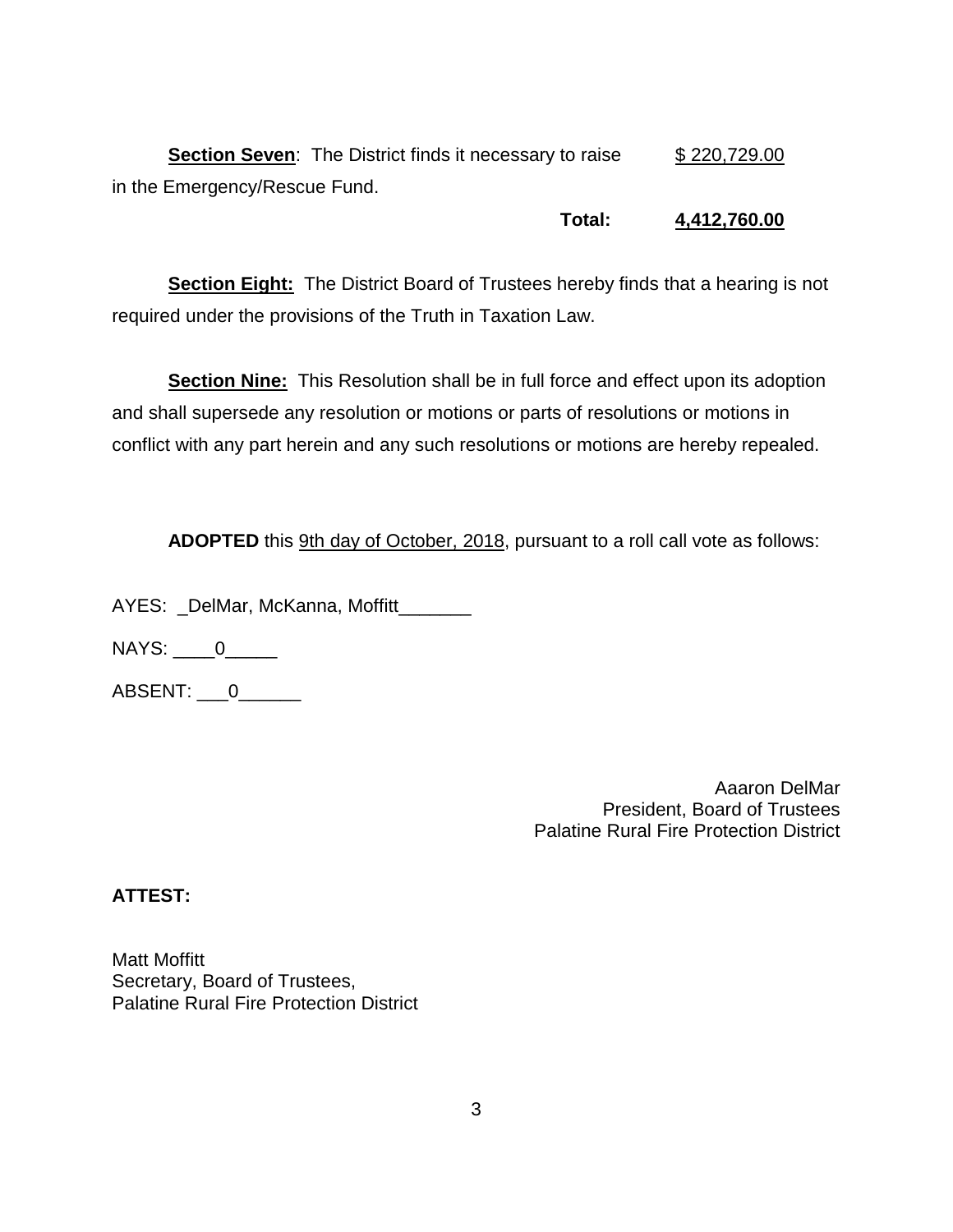**Section Seven**: The District finds it necessary to raise $ 220,729.00 in the Emergency/Rescue Fund.

**Total: 4,412,760.00**

**Section Eight:** The District Board of Trustees hereby finds that a hearing is not required under the provisions of the Truth in Taxation Law.

**Section Nine:** This Resolution shall be in full force and effect upon its adoption and shall supersede any resolution or motions or parts of resolutions or motions in conflict with any part herein and any such resolutions or motions are hereby repealed.

**ADOPTED** this 9th day of October, 2018, pursuant to a roll call vote as follows:

AYES: _DelMar, McKanna, Moffitt_______

NAYS: ____0_____

ABSENT: ___0______

Aaaron DelMar
President, Board of Trustees
Palatine Rural Fire Protection District

**ATTEST:**

Matt Moffitt
Secretary, Board of Trustees,
Palatine Rural Fire Protection District